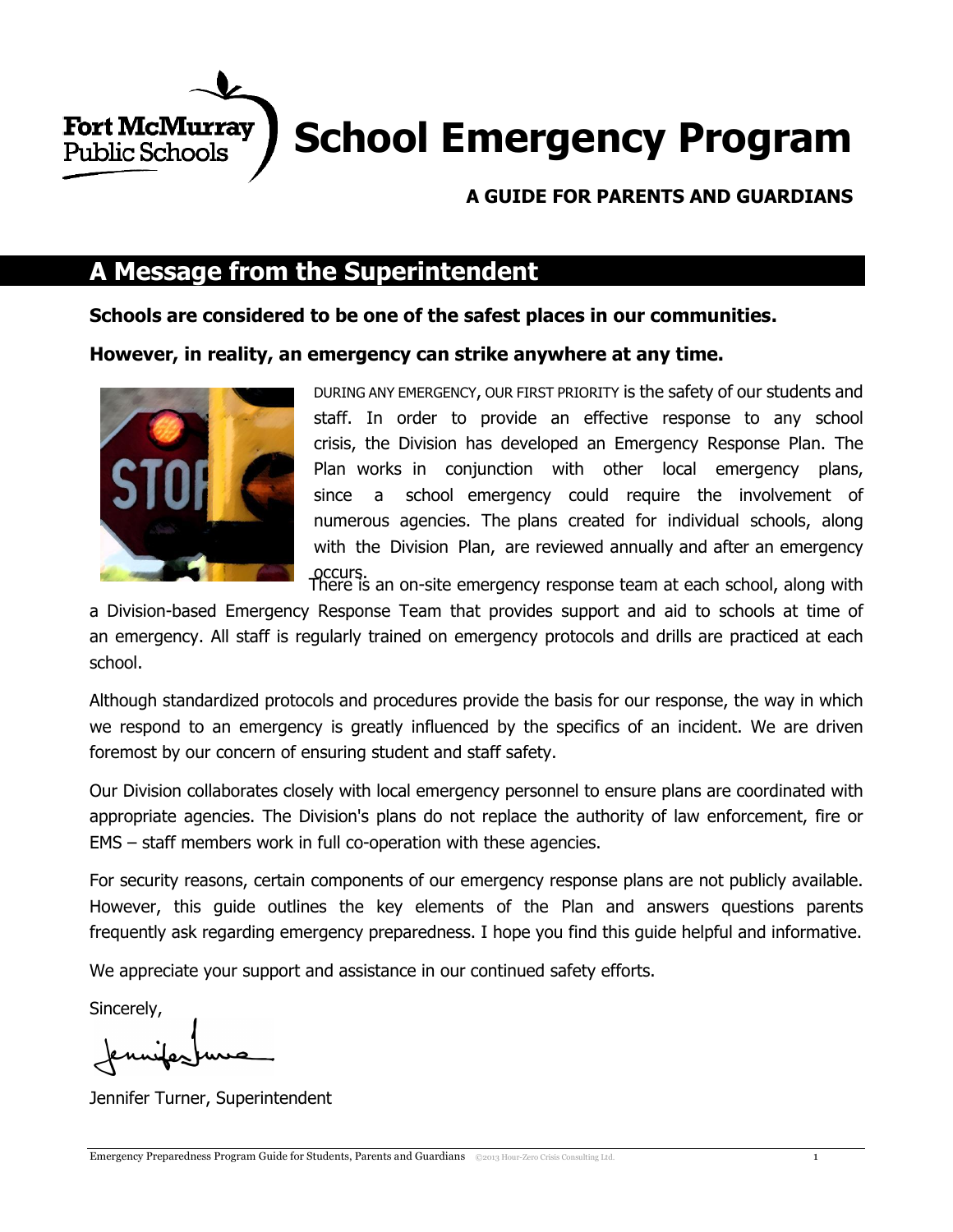Fort McMurray Public Schools

# School Emergency Program

**A GUIDE FOR PARENTS AND GUARDIANS**

## A Message from the Superintendent

**Schools are considered to be one of the safest places in our communities.**

**However, in reality, an emergency can strike anywhere at any time.**

DURING ANY EMERGENCY, OUR FIRST PRIORITY is the safety of our students and staff. In order to provide an effective response to any school crisis, the Division has developed an Emergency Response Plan. The Plan works in conjunction with other local emergency plans, since a school emergency could require the involvement of numerous agencies. The plans created for individual schools, along with the Division Plan, are reviewed annually and after an emergency occurs.

There is an on-site emergency response team at each school, along with a Division-based Emergency Response Team that provides support and aid to schools at time of an emergency. All staff is regularly trained on emergency protocols and drills are practiced at each school.

Although standardized protocols and procedures provide the basis for our response, the way in which we respond to an emergency is greatly influenced by the specifics of an incident. We are driven foremost by our concern of ensuring student and staff safety.

Our Division collaborates closely with local emergency personnel to ensure plans are coordinated with appropriate agencies. The Division's plans do not replace the authority of law enforcement, fire or EMS – staff members work in full co-operation with these agencies.

For security reasons, certain components of our emergency response plans are not publicly available. However, this guide outlines the key elements of the Plan and answers questions parents frequently ask regarding emergency preparedness. I hope you find this guide helpful and informative.

We appreciate your support and assistance in our continued safety efforts.

Sincerely,

Jennifer Turner, Superintendent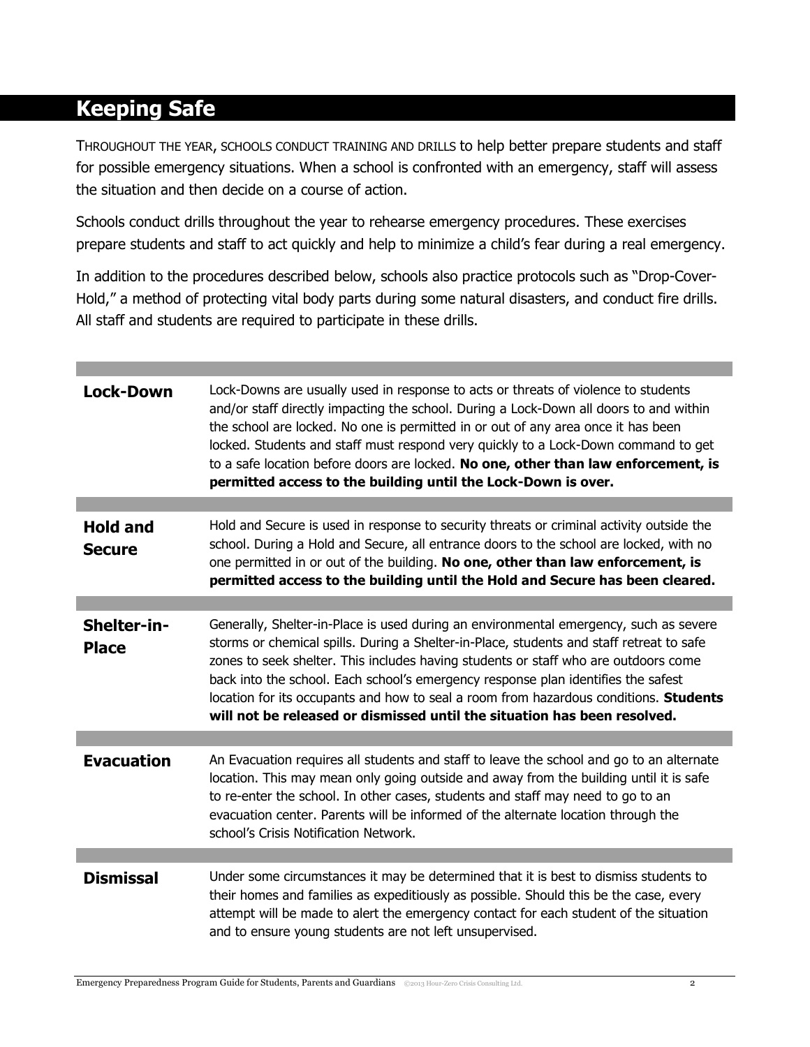## Keeping Safe

THROUGHOUT THE YEAR, SCHOOLS CONDUCT TRAINING AND DRILLS to help better prepare students and staff for possible emergency situations. When a school is confronted with an emergency, staff will assess the situation and then decide on a course of action.

Schools conduct drills throughout the year to rehearse emergency procedures. These exercises prepare students and staff to act quickly and help to minimize a child's fear during a real emergency.

In addition to the procedures described below, schools also practice protocols such as "Drop-Cover-Hold," a method of protecting vital body parts during some natural disasters, and conduct fire drills. All staff and students are required to participate in these drills.

| | |
|---|---|
| **Lock-Down** | Lock-Downs are usually used in response to acts or threats of violence to students and/or staff directly impacting the school. During a Lock-Down all doors to and within the school are locked. No one is permitted in or out of any area once it has been locked. Students and staff must respond very quickly to a Lock-Down command to get to a safe location before doors are locked. **No one, other than law enforcement, is permitted access to the building until the Lock-Down is over.** |
| **Hold and Secure** | Hold and Secure is used in response to security threats or criminal activity outside the school. During a Hold and Secure, all entrance doors to the school are locked, with no one permitted in or out of the building. **No one, other than law enforcement, is permitted access to the building until the Hold and Secure has been cleared.** |
| **Shelter-in-Place** | Generally, Shelter-in-Place is used during an environmental emergency, such as severe storms or chemical spills. During a Shelter-in-Place, students and staff retreat to safe zones to seek shelter. This includes having students or staff who are outdoors come back into the school. Each school's emergency response plan identifies the safest location for its occupants and how to seal a room from hazardous conditions. **Students will not be released or dismissed until the situation has been resolved.** |
| **Evacuation** | An Evacuation requires all students and staff to leave the school and go to an alternate location. This may mean only going outside and away from the building until it is safe to re-enter the school. In other cases, students and staff may need to go to an evacuation center. Parents will be informed of the alternate location through the school's Crisis Notification Network. |
| **Dismissal** | Under some circumstances it may be determined that it is best to dismiss students to their homes and families as expeditiously as possible. Should this be the case, every attempt will be made to alert the emergency contact for each student of the situation and to ensure young students are not left unsupervised. |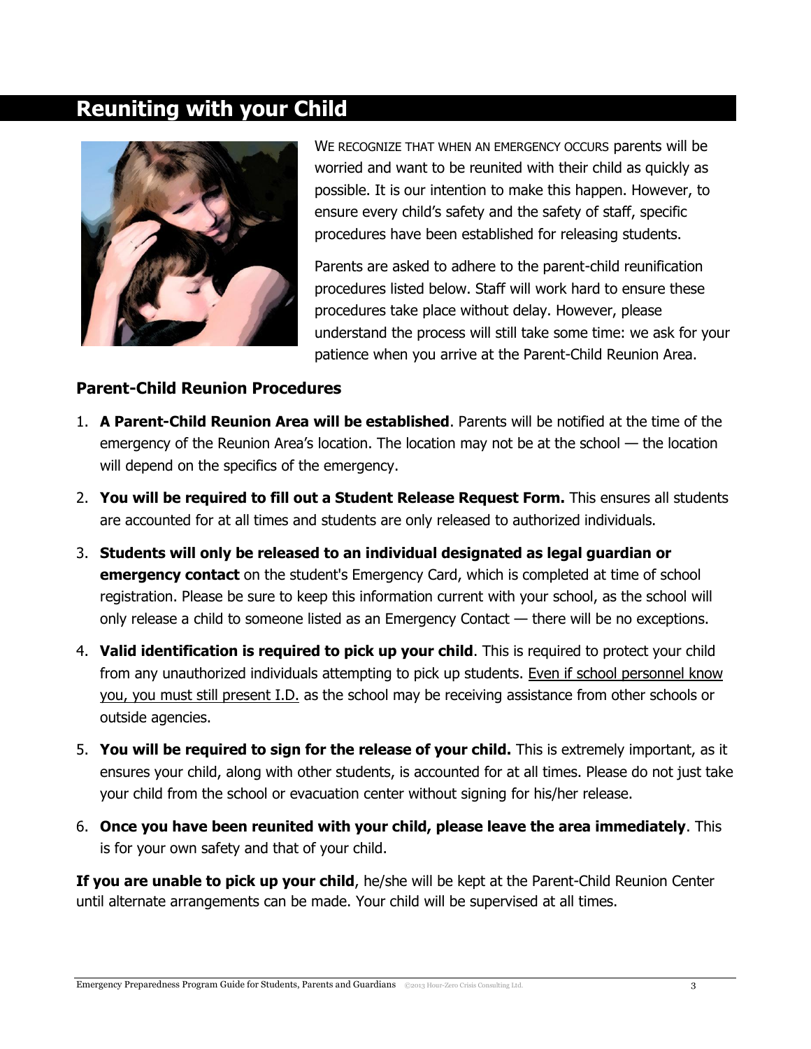## Reuniting with your Child

We recognize that when an emergency occurs parents will be worried and want to be reunited with their child as quickly as possible. It is our intention to make this happen. However, to ensure every child's safety and the safety of staff, specific procedures have been established for releasing students.

Parents are asked to adhere to the parent-child reunification procedures listed below. Staff will work hard to ensure these procedures take place without delay. However, please understand the process will still take some time: we ask for your patience when you arrive at the Parent-Child Reunion Area.

### Parent-Child Reunion Procedures

1. **A Parent-Child Reunion Area will be established**. Parents will be notified at the time of the emergency of the Reunion Area's location. The location may not be at the school — the location will depend on the specifics of the emergency.
2. **You will be required to fill out a Student Release Request Form.** This ensures all students are accounted for at all times and students are only released to authorized individuals.
3. **Students will only be released to an individual designated as legal guardian or emergency contact** on the student's Emergency Card, which is completed at time of school registration. Please be sure to keep this information current with your school, as the school will only release a child to someone listed as an Emergency Contact — there will be no exceptions.
4. **Valid identification is required to pick up your child**. This is required to protect your child from any unauthorized individuals attempting to pick up students. Even if school personnel know you, you must still present I.D. as the school may be receiving assistance from other schools or outside agencies.
5. **You will be required to sign for the release of your child.** This is extremely important, as it ensures your child, along with other students, is accounted for at all times. Please do not just take your child from the school or evacuation center without signing for his/her release.
6. **Once you have been reunited with your child, please leave the area immediately**. This is for your own safety and that of your child.

**If you are unable to pick up your child**, he/she will be kept at the Parent-Child Reunion Center until alternate arrangements can be made. Your child will be supervised at all times.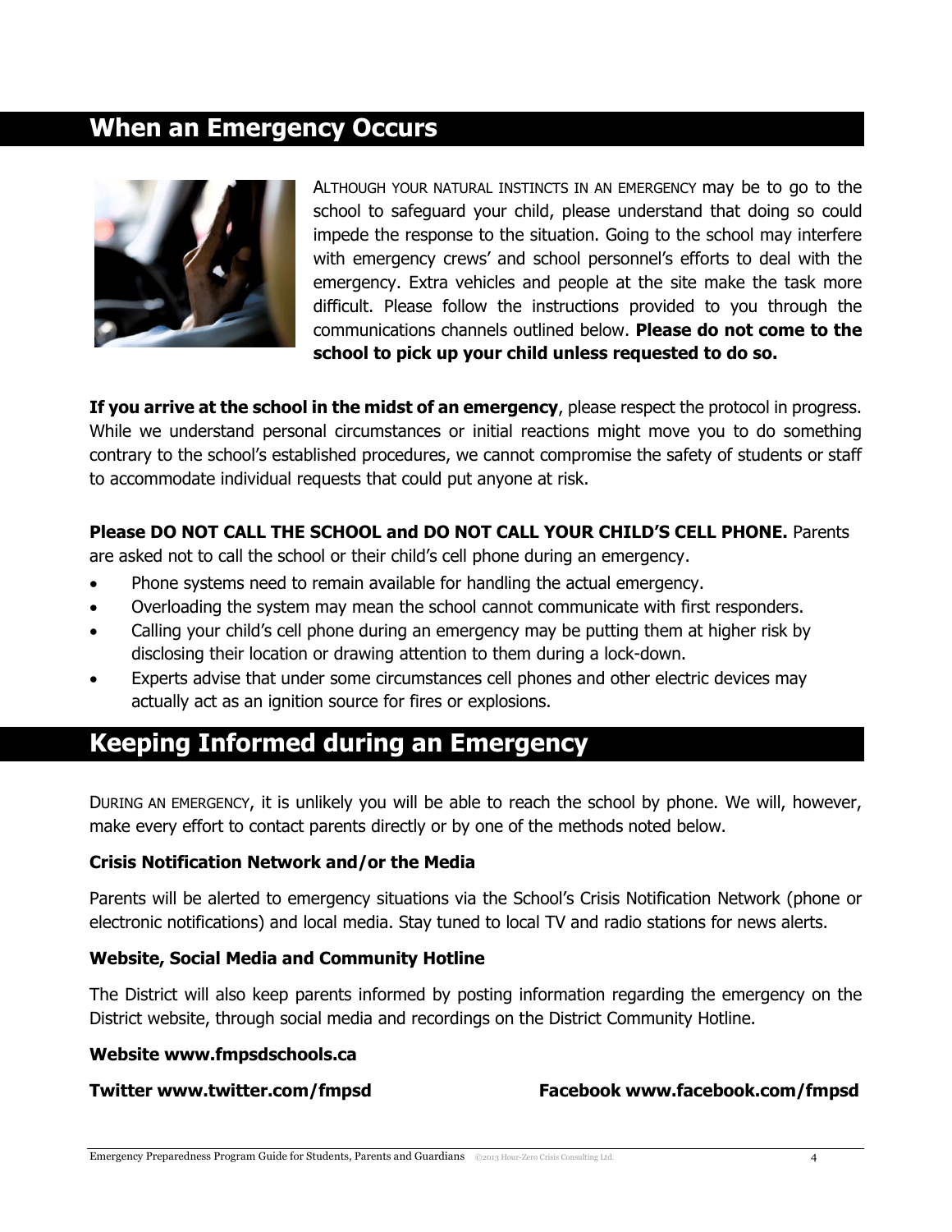## When an Emergency Occurs

ALTHOUGH YOUR NATURAL INSTINCTS IN AN EMERGENCY may be to go to the school to safeguard your child, please understand that doing so could impede the response to the situation. Going to the school may interfere with emergency crews' and school personnel's efforts to deal with the emergency. Extra vehicles and people at the site make the task more difficult. Please follow the instructions provided to you through the communications channels outlined below. **Please do not come to the school to pick up your child unless requested to do so.**

**If you arrive at the school in the midst of an emergency**, please respect the protocol in progress. While we understand personal circumstances or initial reactions might move you to do something contrary to the school's established procedures, we cannot compromise the safety of students or staff to accommodate individual requests that could put anyone at risk.

**Please DO NOT CALL THE SCHOOL and DO NOT CALL YOUR CHILD'S CELL PHONE.** Parents are asked not to call the school or their child's cell phone during an emergency.

- Phone systems need to remain available for handling the actual emergency.
- Overloading the system may mean the school cannot communicate with first responders.
- Calling your child's cell phone during an emergency may be putting them at higher risk by disclosing their location or drawing attention to them during a lock-down.
- Experts advise that under some circumstances cell phones and other electric devices may actually act as an ignition source for fires or explosions.

## Keeping Informed during an Emergency

DURING AN EMERGENCY, it is unlikely you will be able to reach the school by phone. We will, however, make every effort to contact parents directly or by one of the methods noted below.

### Crisis Notification Network and/or the Media

Parents will be alerted to emergency situations via the School's Crisis Notification Network (phone or electronic notifications) and local media. Stay tuned to local TV and radio stations for news alerts.

### Website, Social Media and Community Hotline

The District will also keep parents informed by posting information regarding the emergency on the District website, through social media and recordings on the District Community Hotline.

**Website www.fmpsdschools.ca**

**Twitter www.twitter.com/fmpsd**

**Facebook www.facebook.com/fmpsd**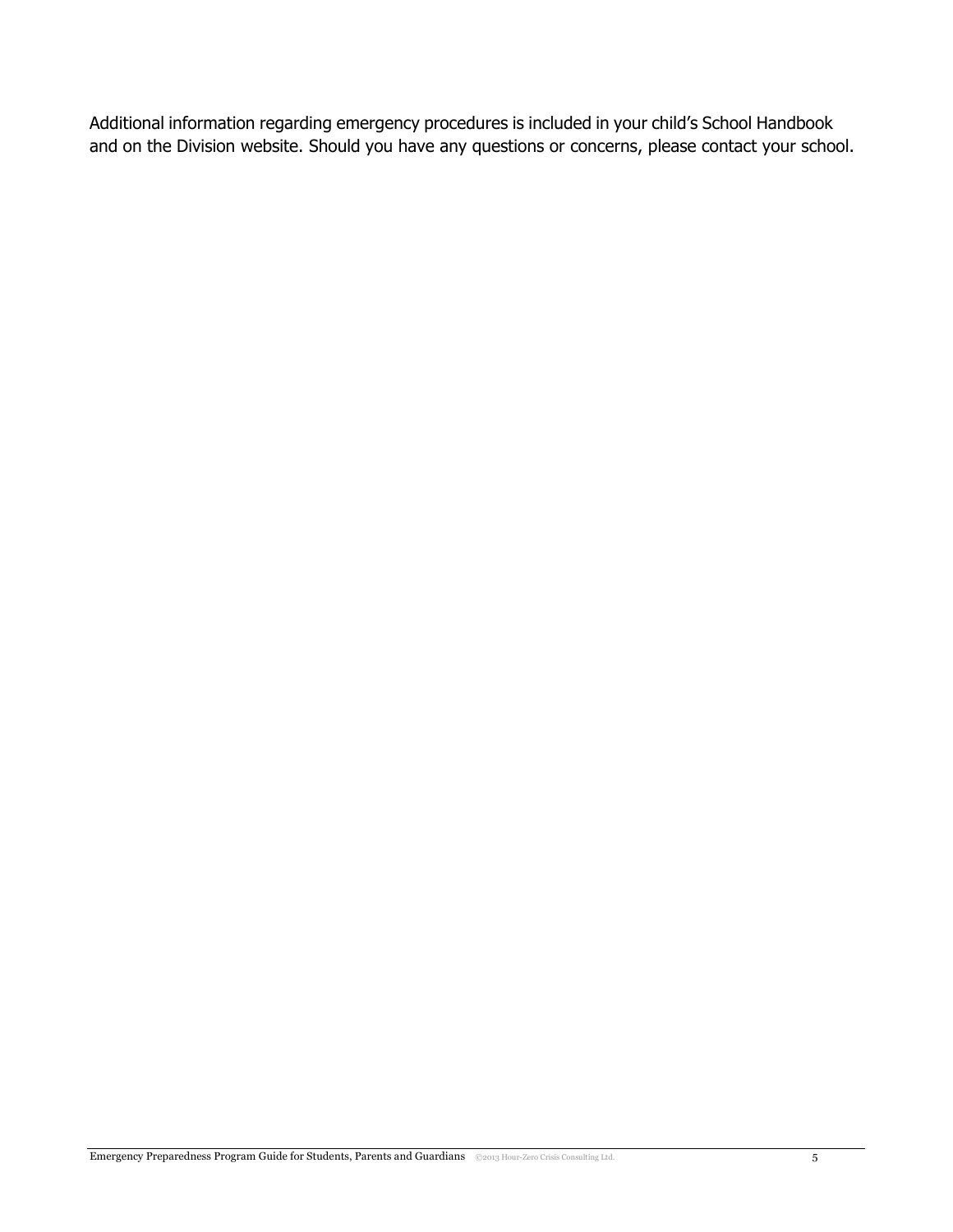Additional information regarding emergency procedures is included in your child's School Handbook and on the Division website. Should you have any questions or concerns, please contact your school.